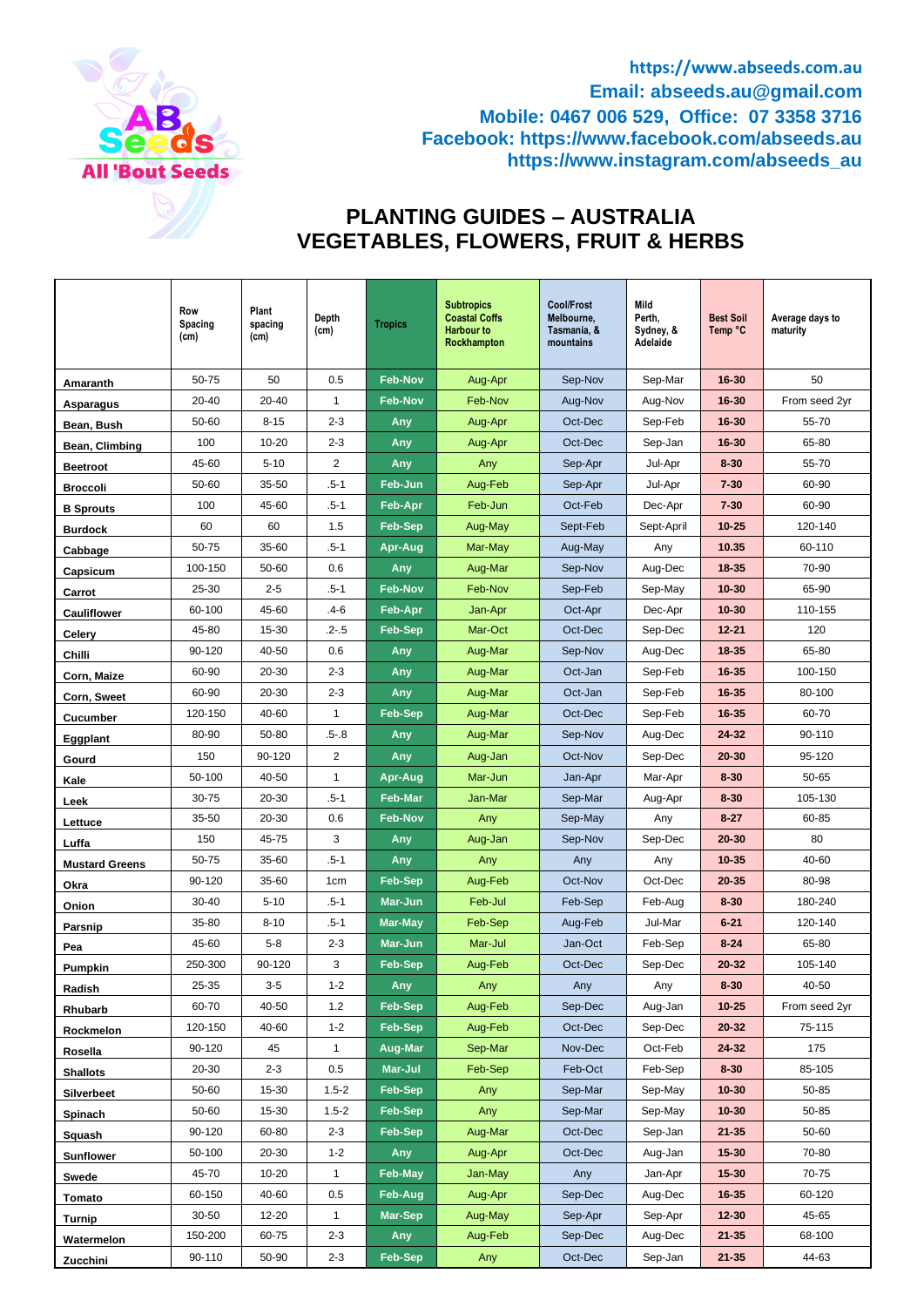https://www.abseeds.com.au
Email: abseeds.au@gmail.com
Mobile: 0467 006 529, Office: 07 3358 3716
Facebook: https://www.facebook.com/abseeds.au
https://www.instagram.com/abseeds_au

# PLANTING GUIDES – AUSTRALIA
# VEGETABLES, FLOWERS, FRUIT & HERBS

| | Row Spacing (cm) | Plant spacing (cm) | Depth (cm) | Tropics | Subtropics Coastal Coffs Harbour to Rockhampton | Cool/Frost Melbourne, Tasmania, & mountains | Mild Perth, Sydney, & Adelaide | Best Soil Temp °C | Average days to maturity |
|---|---|---|---|---|---|---|---|---|---|
| **Amaranth** | 50-75 | 50 | 0.5 | Feb-Nov | Aug-Apr | Sep-Nov | Sep-Mar | 16-30 | 50 |
| **Asparagus** | 20-40 | 20-40 | 1 | Feb-Nov | Feb-Nov | Aug-Nov | Aug-Nov | 16-30 | From seed 2yr |
| **Bean, Bush** | 50-60 | 8-15 | 2-3 | Any | Aug-Apr | Oct-Dec | Sep-Feb | 16-30 | 55-70 |
| **Bean, Climbing** | 100 | 10-20 | 2-3 | Any | Aug-Apr | Oct-Dec | Sep-Jan | 16-30 | 65-80 |
| **Beetroot** | 45-60 | 5-10 | 2 | Any | Any | Sep-Apr | Jul-Apr | 8-30 | 55-70 |
| **Broccoli** | 50-60 | 35-50 | .5-1 | Feb-Jun | Aug-Feb | Sep-Apr | Jul-Apr | 7-30 | 60-90 |
| **B Sprouts** | 100 | 45-60 | .5-1 | Feb-Apr | Feb-Jun | Oct-Feb | Dec-Apr | 7-30 | 60-90 |
| **Burdock** | 60 | 60 | 1.5 | Feb-Sep | Aug-May | Sept-Feb | Sept-April | 10-25 | 120-140 |
| **Cabbage** | 50-75 | 35-60 | .5-1 | Apr-Aug | Mar-May | Aug-May | Any | 10.35 | 60-110 |
| **Capsicum** | 100-150 | 50-60 | 0.6 | Any | Aug-Mar | Sep-Nov | Aug-Dec | 18-35 | 70-90 |
| **Carrot** | 25-30 | 2-5 | .5-1 | Feb-Nov | Feb-Nov | Sep-Feb | Sep-May | 10-30 | 65-90 |
| **Cauliflower** | 60-100 | 45-60 | .4-6 | Feb-Apr | Jan-Apr | Oct-Apr | Dec-Apr | 10-30 | 110-155 |
| **Celery** | 45-80 | 15-30 | .2-.5 | Feb-Sep | Mar-Oct | Oct-Dec | Sep-Dec | 12-21 | 120 |
| **Chilli** | 90-120 | 40-50 | 0.6 | Any | Aug-Mar | Sep-Nov | Aug-Dec | 18-35 | 65-80 |
| **Corn, Maize** | 60-90 | 20-30 | 2-3 | Any | Aug-Mar | Oct-Jan | Sep-Feb | 16-35 | 100-150 |
| **Corn, Sweet** | 60-90 | 20-30 | 2-3 | Any | Aug-Mar | Oct-Jan | Sep-Feb | 16-35 | 80-100 |
| **Cucumber** | 120-150 | 40-60 | 1 | Feb-Sep | Aug-Mar | Oct-Dec | Sep-Feb | 16-35 | 60-70 |
| **Eggplant** | 80-90 | 50-80 | .5-.8 | Any | Aug-Mar | Sep-Nov | Aug-Dec | 24-32 | 90-110 |
| **Gourd** | 150 | 90-120 | 2 | Any | Aug-Jan | Oct-Nov | Sep-Dec | 20-30 | 95-120 |
| **Kale** | 50-100 | 40-50 | 1 | Apr-Aug | Mar-Jun | Jan-Apr | Mar-Apr | 8-30 | 50-65 |
| **Leek** | 30-75 | 20-30 | .5-1 | Feb-Mar | Jan-Mar | Sep-Mar | Aug-Apr | 8-30 | 105-130 |
| **Lettuce** | 35-50 | 20-30 | 0.6 | Feb-Nov | Any | Sep-May | Any | 8-27 | 60-85 |
| **Luffa** | 150 | 45-75 | 3 | Any | Aug-Jan | Sep-Nov | Sep-Dec | 20-30 | 80 |
| **Mustard Greens** | 50-75 | 35-60 | .5-1 | Any | Any | Any | Any | 10-35 | 40-60 |
| **Okra** | 90-120 | 35-60 | 1cm | Feb-Sep | Aug-Feb | Oct-Nov | Oct-Dec | 20-35 | 80-98 |
| **Onion** | 30-40 | 5-10 | .5-1 | Mar-Jun | Feb-Jul | Feb-Sep | Feb-Aug | 8-30 | 180-240 |
| **Parsnip** | 35-80 | 8-10 | .5-1 | Mar-May | Feb-Sep | Aug-Feb | Jul-Mar | 6-21 | 120-140 |
| **Pea** | 45-60 | 5-8 | 2-3 | Mar-Jun | Mar-Jul | Jan-Oct | Feb-Sep | 8-24 | 65-80 |
| **Pumpkin** | 250-300 | 90-120 | 3 | Feb-Sep | Aug-Feb | Oct-Dec | Sep-Dec | 20-32 | 105-140 |
| **Radish** | 25-35 | 3-5 | 1-2 | Any | Any | Any | Any | 8-30 | 40-50 |
| **Rhubarb** | 60-70 | 40-50 | 1.2 | Feb-Sep | Aug-Feb | Sep-Dec | Aug-Jan | 10-25 | From seed 2yr |
| **Rockmelon** | 120-150 | 40-60 | 1-2 | Feb-Sep | Aug-Feb | Oct-Dec | Sep-Dec | 20-32 | 75-115 |
| **Rosella** | 90-120 | 45 | 1 | Aug-Mar | Sep-Mar | Nov-Dec | Oct-Feb | 24-32 | 175 |
| **Shallots** | 20-30 | 2-3 | 0.5 | Mar-Jul | Feb-Sep | Feb-Oct | Feb-Sep | 8-30 | 85-105 |
| **Silverbeet** | 50-60 | 15-30 | 1.5-2 | Feb-Sep | Any | Sep-Mar | Sep-May | 10-30 | 50-85 |
| **Spinach** | 50-60 | 15-30 | 1.5-2 | Feb-Sep | Any | Sep-Mar | Sep-May | 10-30 | 50-85 |
| **Squash** | 90-120 | 60-80 | 2-3 | Feb-Sep | Aug-Mar | Oct-Dec | Sep-Jan | 21-35 | 50-60 |
| **Sunflower** | 50-100 | 20-30 | 1-2 | Any | Aug-Apr | Oct-Dec | Aug-Jan | 15-30 | 70-80 |
| **Swede** | 45-70 | 10-20 | 1 | Feb-May | Jan-May | Any | Jan-Apr | 15-30 | 70-75 |
| **Tomato** | 60-150 | 40-60 | 0.5 | Feb-Aug | Aug-Apr | Sep-Dec | Aug-Dec | 16-35 | 60-120 |
| **Turnip** | 30-50 | 12-20 | 1 | Mar-Sep | Aug-May | Sep-Apr | Sep-Apr | 12-30 | 45-65 |
| **Watermelon** | 150-200 | 60-75 | 2-3 | Any | Aug-Feb | Sep-Dec | Aug-Dec | 21-35 | 68-100 |
| **Zucchini** | 90-110 | 50-90 | 2-3 | Feb-Sep | Any | Oct-Dec | Sep-Jan | 21-35 | 44-63 |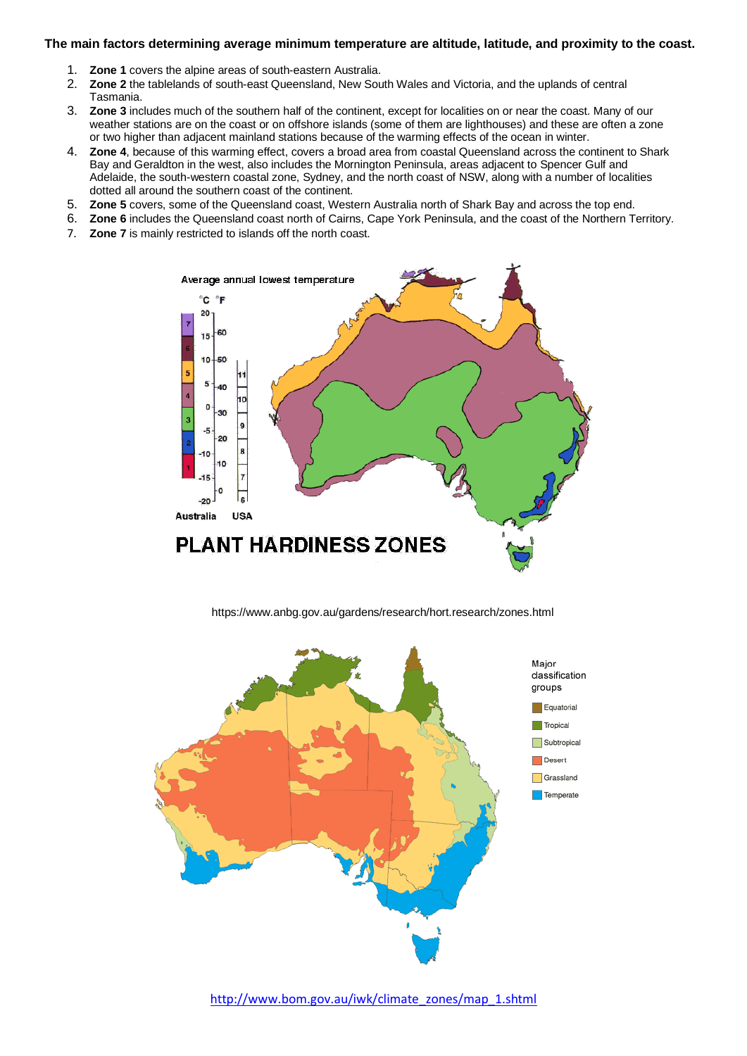**The main factors determining average minimum temperature are altitude, latitude, and proximity to the coast.**

1. **Zone 1** covers the alpine areas of south-eastern Australia.
2. **Zone 2** the tablelands of south-east Queensland, New South Wales and Victoria, and the uplands of central Tasmania.
3. **Zone 3** includes much of the southern half of the continent, except for localities on or near the coast. Many of our weather stations are on the coast or on offshore islands (some of them are lighthouses) and these are often a zone or two higher than adjacent mainland stations because of the warming effects of the ocean in winter.
4. **Zone 4**, because of this warming effect, covers a broad area from coastal Queensland across the continent to Shark Bay and Geraldton in the west, also includes the Mornington Peninsula, areas adjacent to Spencer Gulf and Adelaide, the south-western coastal zone, Sydney, and the north coast of NSW, along with a number of localities dotted all around the southern coast of the continent.
5. **Zone 5** covers, some of the Queensland coast, Western Australia north of Shark Bay and across the top end.
6. **Zone 6** includes the Queensland coast north of Cairns, Cape York Peninsula, and the coast of the Northern Territory.
7. **Zone 7** is mainly restricted to islands off the north coast.

Average annual lowest temperature

PLANT HARDINESS ZONES

https://www.anbg.gov.au/gardens/research/hort.research/zones.html

Major classification groups: Equatorial, Tropical, Subtropical, Desert, Grassland, Temperate

http://www.bom.gov.au/iwk/climate_zones/map_1.shtml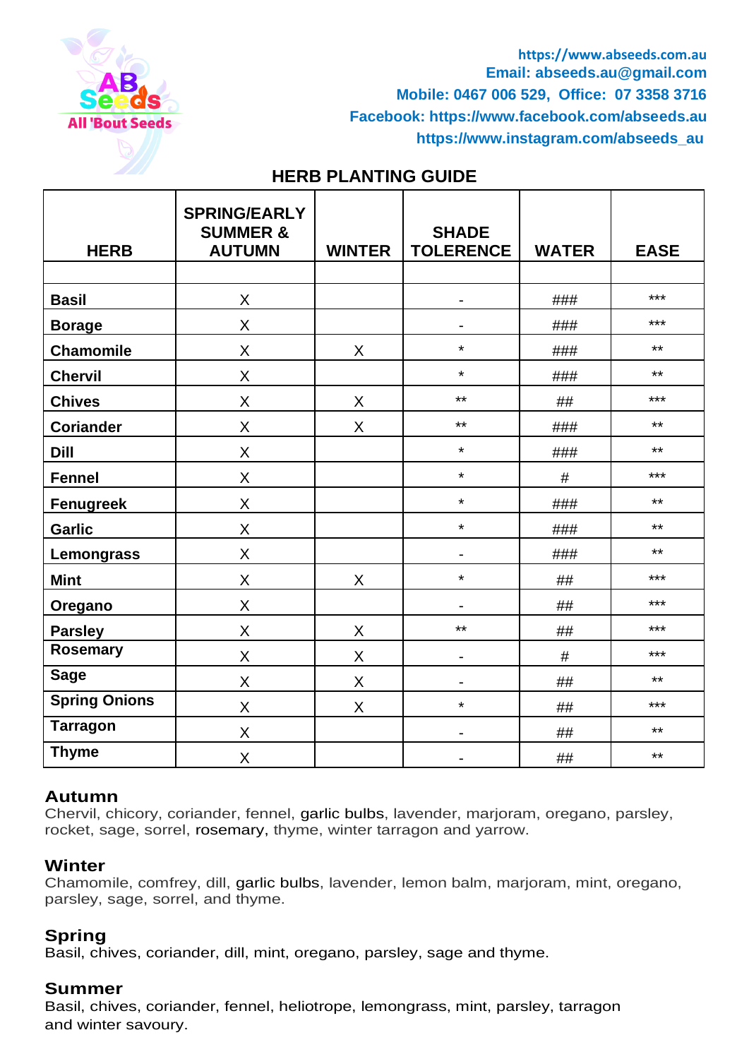https://www.abseeds.com.au
Email: abseeds.au@gmail.com
Mobile: 0467 006 529, Office: 07 3358 3716
Facebook: https://www.facebook.com/abseeds.au
https://www.instagram.com/abseeds_au

## HERB PLANTING GUIDE

| HERB | SPRING/EARLY SUMMER & AUTUMN | WINTER | SHADE TOLERENCE | WATER | EASE |
|---|---|---|---|---|---|
| | | | | | |
| **Basil** | X | | - | ### | *** |
| **Borage** | X | | - | ### | *** |
| **Chamomile** | X | X | * | ### | ** |
| **Chervil** | X | | * | ### | ** |
| **Chives** | X | X | ** | ## | *** |
| **Coriander** | X | X | ** | ### | ** |
| **Dill** | X | | * | ### | ** |
| **Fennel** | X | | * | # | *** |
| **Fenugreek** | X | | * | ### | ** |
| **Garlic** | X | | * | ### | ** |
| **Lemongrass** | X | | - | ### | ** |
| **Mint** | X | X | * | ## | *** |
| **Oregano** | X | | - | ## | *** |
| **Parsley** | X | X | ** | ## | *** |
| **Rosemary** | X | X | - | # | *** |
| **Sage** | X | X | - | ## | ** |
| **Spring Onions** | X | X | * | ## | *** |
| **Tarragon** | X | | - | ## | ** |
| **Thyme** | X | | - | ## | ** |

### Autumn

Chervil, chicory, coriander, fennel, garlic bulbs, lavender, marjoram, oregano, parsley, rocket, sage, sorrel, rosemary, thyme, winter tarragon and yarrow.

### Winter

Chamomile, comfrey, dill, garlic bulbs, lavender, lemon balm, marjoram, mint, oregano, parsley, sage, sorrel, and thyme.

### Spring

Basil, chives, coriander, dill, mint, oregano, parsley, sage and thyme.

### Summer

Basil, chives, coriander, fennel, heliotrope, lemongrass, mint, parsley, tarragon and winter savoury.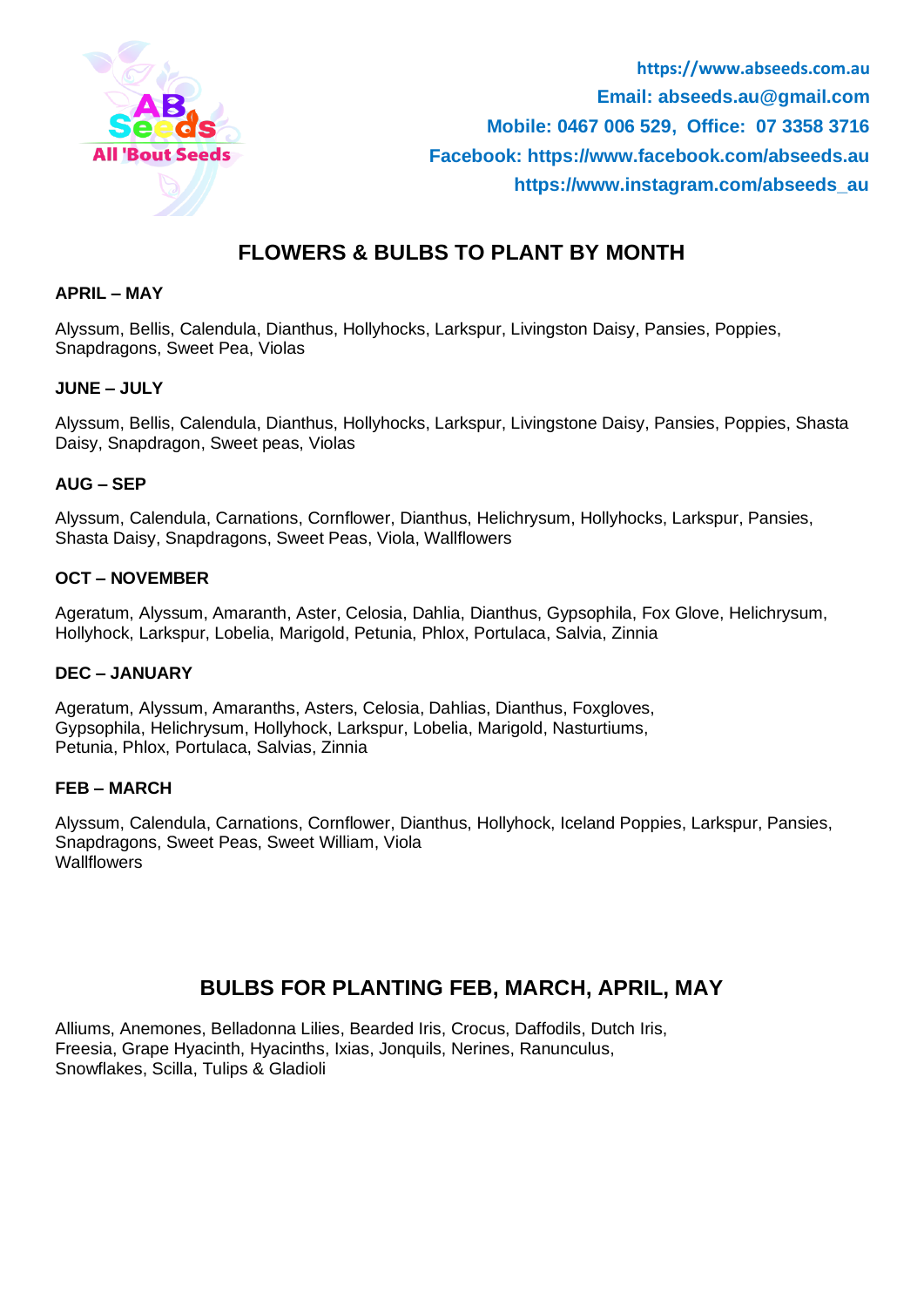https://www.abseeds.com.au
Email: abseeds.au@gmail.com
Mobile: 0467 006 529, Office: 07 3358 3716
Facebook: https://www.facebook.com/abseeds.au
https://www.instagram.com/abseeds_au

# FLOWERS & BULBS TO PLANT BY MONTH

**APRIL – MAY**

Alyssum, Bellis, Calendula, Dianthus, Hollyhocks, Larkspur, Livingston Daisy, Pansies, Poppies, Snapdragons, Sweet Pea, Violas

**JUNE – JULY**

Alyssum, Bellis, Calendula, Dianthus, Hollyhocks, Larkspur, Livingstone Daisy, Pansies, Poppies, Shasta Daisy, Snapdragon, Sweet peas, Violas

**AUG – SEP**

Alyssum, Calendula, Carnations, Cornflower, Dianthus, Helichrysum, Hollyhocks, Larkspur, Pansies, Shasta Daisy, Snapdragons, Sweet Peas, Viola, Wallflowers

**OCT – NOVEMBER**

Ageratum, Alyssum, Amaranth, Aster, Celosia, Dahlia, Dianthus, Gypsophila, Fox Glove, Helichrysum, Hollyhock, Larkspur, Lobelia, Marigold, Petunia, Phlox, Portulaca, Salvia, Zinnia

**DEC – JANUARY**

Ageratum, Alyssum, Amaranths, Asters, Celosia, Dahlias, Dianthus, Foxgloves, Gypsophila, Helichrysum, Hollyhock, Larkspur, Lobelia, Marigold, Nasturtiums, Petunia, Phlox, Portulaca, Salvias, Zinnia

**FEB – MARCH**

Alyssum, Calendula, Carnations, Cornflower, Dianthus, Hollyhock, Iceland Poppies, Larkspur, Pansies, Snapdragons, Sweet Peas, Sweet William, Viola
Wallflowers

# BULBS FOR PLANTING FEB, MARCH, APRIL, MAY

Alliums, Anemones, Belladonna Lilies, Bearded Iris, Crocus, Daffodils, Dutch Iris, Freesia, Grape Hyacinth, Hyacinths, Ixias, Jonquils, Nerines, Ranunculus, Snowflakes, Scilla, Tulips & Gladioli